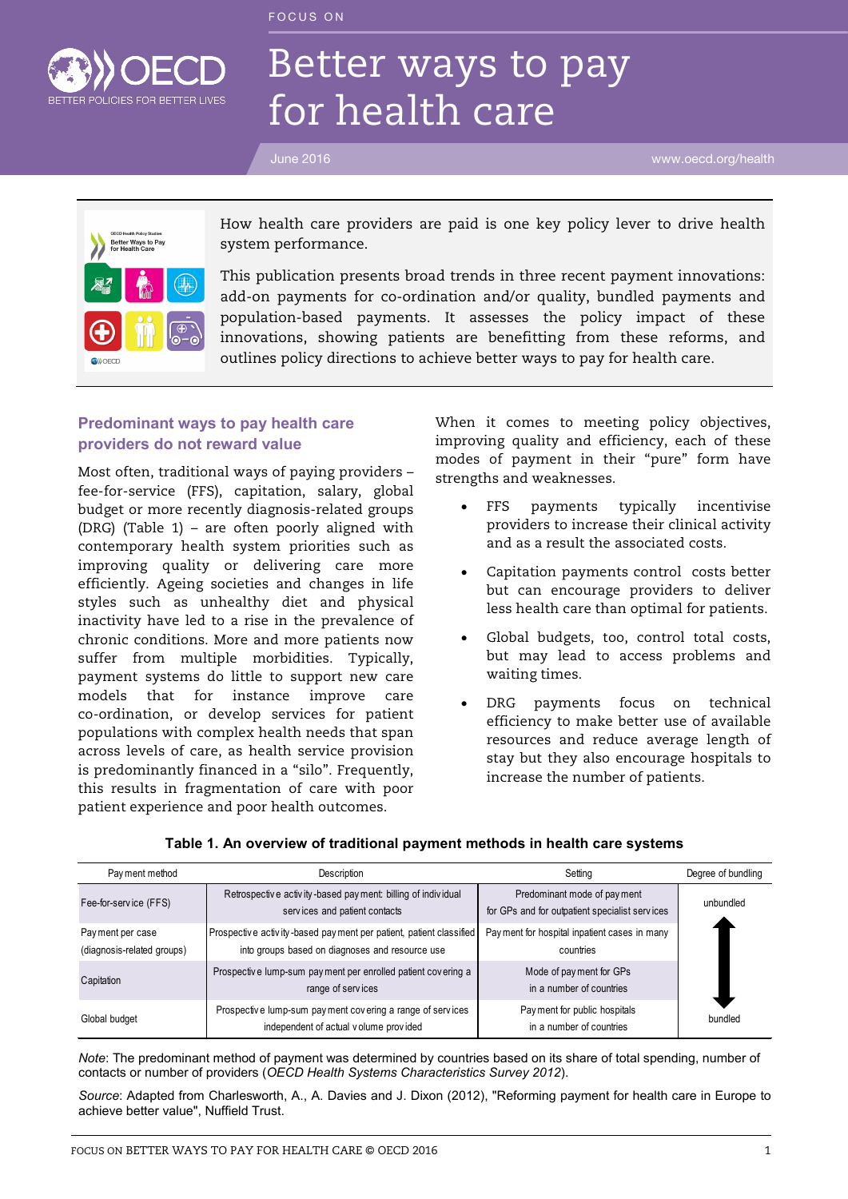FOCUS ON

# Better ways to pay for health care

June 2016

www.oecd.org/health

How health care providers are paid is one key policy lever to drive health system performance.

This publication presents broad trends in three recent payment innovations: add-on payments for co-ordination and/or quality, bundled payments and population-based payments. It assesses the policy impact of these innovations, showing patients are benefitting from these reforms, and outlines policy directions to achieve better ways to pay for health care.

## Predominant ways to pay health care providers do not reward value

Most often, traditional ways of paying providers – fee-for-service (FFS), capitation, salary, global budget or more recently diagnosis-related groups (DRG) (Table 1) – are often poorly aligned with contemporary health system priorities such as improving quality or delivering care more efficiently. Ageing societies and changes in life styles such as unhealthy diet and physical inactivity have led to a rise in the prevalence of chronic conditions. More and more patients now suffer from multiple morbidities. Typically, payment systems do little to support new care models that for instance improve care co-ordination, or develop services for patient populations with complex health needs that span across levels of care, as health service provision is predominantly financed in a "silo". Frequently, this results in fragmentation of care with poor patient experience and poor health outcomes.

When it comes to meeting policy objectives, improving quality and efficiency, each of these modes of payment in their "pure" form have strengths and weaknesses.

- FFS payments typically incentivise providers to increase their clinical activity and as a result the associated costs.
- Capitation payments control costs better but can encourage providers to deliver less health care than optimal for patients.
- Global budgets, too, control total costs, but may lead to access problems and waiting times.
- DRG payments focus on technical efficiency to make better use of available resources and reduce average length of stay but they also encourage hospitals to increase the number of patients.

**Table 1. An overview of traditional payment methods in health care systems**

| Payment method | Description | Setting | Degree of bundling |
|---|---|---|---|
| Fee-for-service (FFS) | Retrospective activity-based payment: billing of individual services and patient contacts | Predominant mode of payment for GPs and for outpatient specialist services | unbundled |
| Payment per case (diagnosis-related groups) | Prospective activity-based payment per patient, patient classified into groups based on diagnoses and resource use | Payment for hospital inpatient cases in many countries | ↕ |
| Capitation | Prospective lump-sum payment per enrolled patient covering a range of services | Mode of payment for GPs in a number of countries | |
| Global budget | Prospective lump-sum payment covering a range of services independent of actual volume provided | Payment for public hospitals in a number of countries | bundled |

*Note*: The predominant method of payment was determined by countries based on its share of total spending, number of contacts or number of providers (*OECD Health Systems Characteristics Survey 2012*).

*Source*: Adapted from Charlesworth, A., A. Davies and J. Dixon (2012), "Reforming payment for health care in Europe to achieve better value", Nuffield Trust.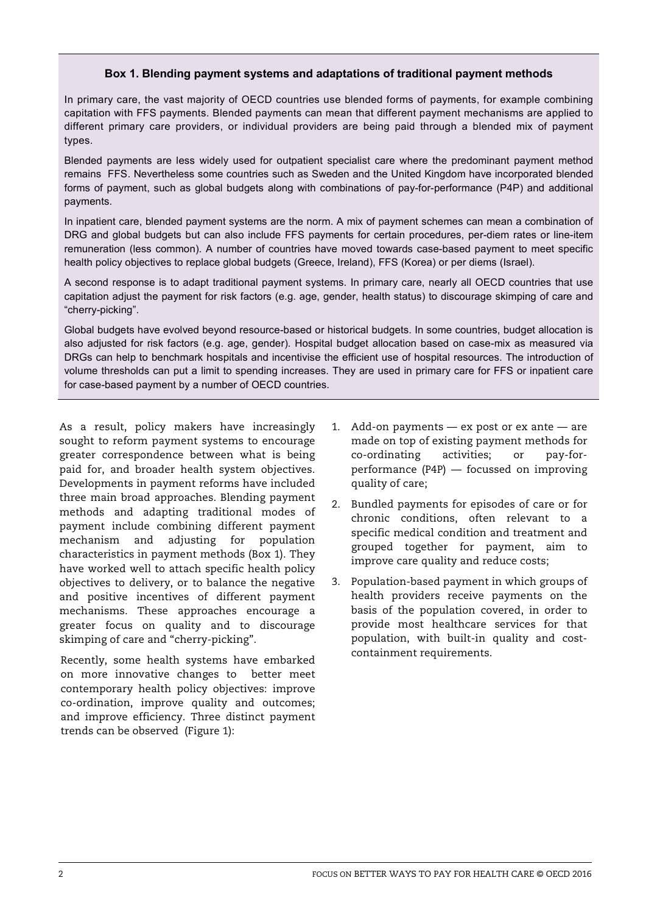### Box 1. Blending payment systems and adaptations of traditional payment methods

In primary care, the vast majority of OECD countries use blended forms of payments, for example combining capitation with FFS payments. Blended payments can mean that different payment mechanisms are applied to different primary care providers, or individual providers are being paid through a blended mix of payment types.

Blended payments are less widely used for outpatient specialist care where the predominant payment method remains FFS. Nevertheless some countries such as Sweden and the United Kingdom have incorporated blended forms of payment, such as global budgets along with combinations of pay-for-performance (P4P) and additional payments.

In inpatient care, blended payment systems are the norm. A mix of payment schemes can mean a combination of DRG and global budgets but can also include FFS payments for certain procedures, per-diem rates or line-item remuneration (less common). A number of countries have moved towards case-based payment to meet specific health policy objectives to replace global budgets (Greece, Ireland), FFS (Korea) or per diems (Israel).

A second response is to adapt traditional payment systems. In primary care, nearly all OECD countries that use capitation adjust the payment for risk factors (e.g. age, gender, health status) to discourage skimping of care and "cherry-picking".

Global budgets have evolved beyond resource-based or historical budgets. In some countries, budget allocation is also adjusted for risk factors (e.g. age, gender). Hospital budget allocation based on case-mix as measured via DRGs can help to benchmark hospitals and incentivise the efficient use of hospital resources. The introduction of volume thresholds can put a limit to spending increases. They are used in primary care for FFS or inpatient care for case-based payment by a number of OECD countries.

---

As a result, policy makers have increasingly sought to reform payment systems to encourage greater correspondence between what is being paid for, and broader health system objectives. Developments in payment reforms have included three main broad approaches. Blending payment methods and adapting traditional modes of payment include combining different payment mechanism and adjusting for population characteristics in payment methods (Box 1). They have worked well to attach specific health policy objectives to delivery, or to balance the negative and positive incentives of different payment mechanisms. These approaches encourage a greater focus on quality and to discourage skimping of care and "cherry-picking".

Recently, some health systems have embarked on more innovative changes to better meet contemporary health policy objectives: improve co-ordination, improve quality and outcomes; and improve efficiency. Three distinct payment trends can be observed (Figure 1):

1. Add-on payments — ex post or ex ante — are made on top of existing payment methods for co-ordinating activities; or pay-for-performance (P4P) — focussed on improving quality of care;
2. Bundled payments for episodes of care or for chronic conditions, often relevant to a specific medical condition and treatment and grouped together for payment, aim to improve care quality and reduce costs;
3. Population-based payment in which groups of health providers receive payments on the basis of the population covered, in order to provide most healthcare services for that population, with built-in quality and cost-containment requirements.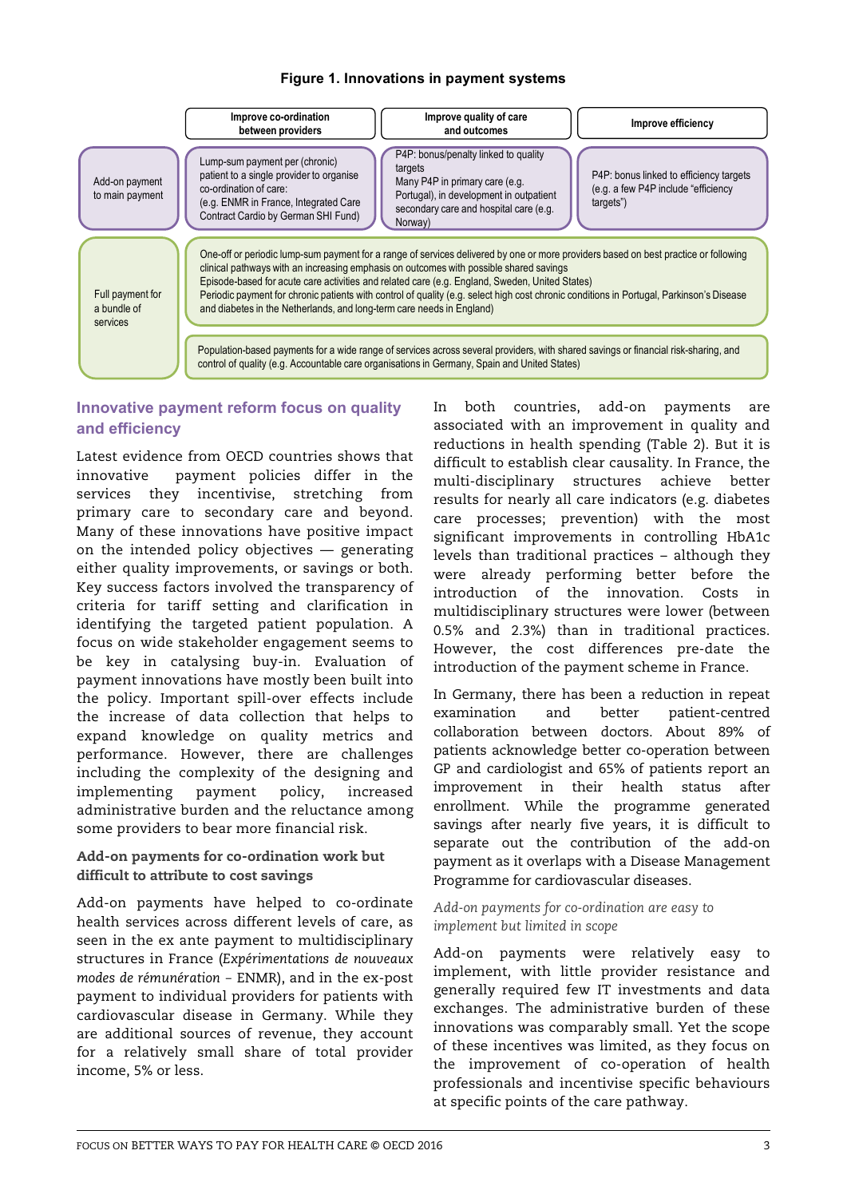**Figure 1. Innovations in payment systems**

| | Improve co-ordination between providers | Improve quality of care and outcomes | Improve efficiency |
|---|---|---|---|
| Add-on payment to main payment | Lump-sum payment per (chronic) patient to a single provider to organise co-ordination of care: (e.g. ENMR in France, Integrated Care Contract Cardio by German SHI Fund) | P4P: bonus/penalty linked to quality targets. Many P4P in primary care (e.g. Portugal), in development in outpatient secondary care and hospital care (e.g. Norway) | P4P: bonus linked to efficiency targets (e.g. a few P4P include "efficiency targets") |
| Full payment for a bundle of services | One-off or periodic lump-sum payment for a range of services delivered by one or more providers based on best practice or following clinical pathways with an increasing emphasis on outcomes with possible shared savings. Episode-based for acute care activities and related care (e.g. England, Sweden, United States). Periodic payment for chronic patients with control of quality (e.g. select high cost chronic conditions in Portugal, Parkinson's Disease and diabetes in the Netherlands, and long-term care needs in England) | | |
| | Population-based payments for a wide range of services across several providers, with shared savings or financial risk-sharing, and control of quality (e.g. Accountable care organisations in Germany, Spain and United States) | | |

## Innovative payment reform focus on quality and efficiency

Latest evidence from OECD countries shows that innovative payment policies differ in the services they incentivise, stretching from primary care to secondary care and beyond. Many of these innovations have positive impact on the intended policy objectives — generating either quality improvements, or savings or both. Key success factors involved the transparency of criteria for tariff setting and clarification in identifying the targeted patient population. A focus on wide stakeholder engagement seems to be key in catalysing buy-in. Evaluation of payment innovations have mostly been built into the policy. Important spill-over effects include the increase of data collection that helps to expand knowledge on quality metrics and performance. However, there are challenges including the complexity of the designing and implementing payment policy, increased administrative burden and the reluctance among some providers to bear more financial risk.

### Add-on payments for co-ordination work but difficult to attribute to cost savings

Add-on payments have helped to co-ordinate health services across different levels of care, as seen in the ex ante payment to multidisciplinary structures in France (*Expérimentations de nouveaux modes de rémunération* – ENMR), and in the ex-post payment to individual providers for patients with cardiovascular disease in Germany. While they are additional sources of revenue, they account for a relatively small share of total provider income, 5% or less.

In both countries, add-on payments are associated with an improvement in quality and reductions in health spending (Table 2). But it is difficult to establish clear causality. In France, the multi-disciplinary structures achieve better results for nearly all care indicators (e.g. diabetes care processes; prevention) with the most significant improvements in controlling HbA1c levels than traditional practices – although they were already performing better before the introduction of the innovation. Costs in multidisciplinary structures were lower (between 0.5% and 2.3%) than in traditional practices. However, the cost differences pre-date the introduction of the payment scheme in France.

In Germany, there has been a reduction in repeat examination and better patient-centred collaboration between doctors. About 89% of patients acknowledge better co-operation between GP and cardiologist and 65% of patients report an improvement in their health status after enrollment. While the programme generated savings after nearly five years, it is difficult to separate out the contribution of the add-on payment as it overlaps with a Disease Management Programme for cardiovascular diseases.

*Add-on payments for co-ordination are easy to implement but limited in scope*

Add-on payments were relatively easy to implement, with little provider resistance and generally required few IT investments and data exchanges. The administrative burden of these innovations was comparably small. Yet the scope of these incentives was limited, as they focus on the improvement of co-operation of health professionals and incentivise specific behaviours at specific points of the care pathway.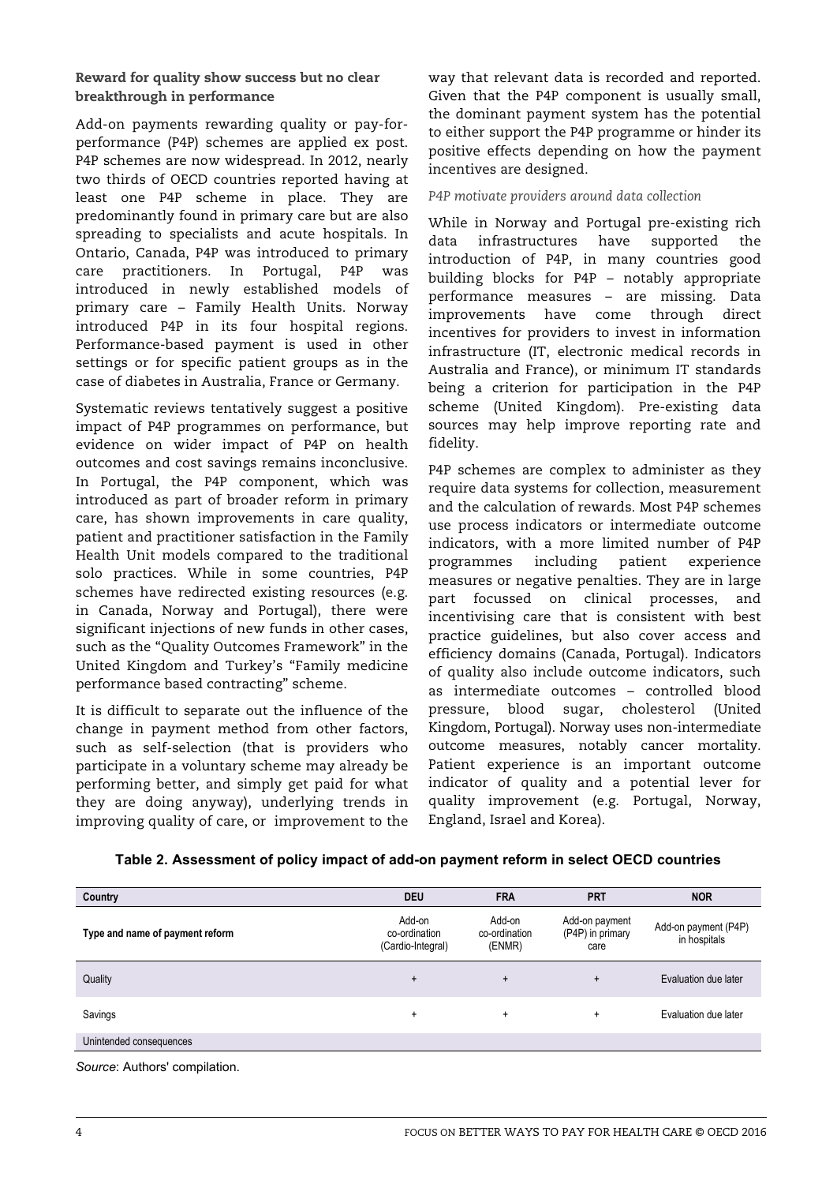### Reward for quality show success but no clear breakthrough in performance

Add-on payments rewarding quality or pay-for-performance (P4P) schemes are applied ex post. P4P schemes are now widespread. In 2012, nearly two thirds of OECD countries reported having at least one P4P scheme in place. They are predominantly found in primary care but are also spreading to specialists and acute hospitals. In Ontario, Canada, P4P was introduced to primary care practitioners. In Portugal, P4P was introduced in newly established models of primary care – Family Health Units. Norway introduced P4P in its four hospital regions. Performance-based payment is used in other settings or for specific patient groups as in the case of diabetes in Australia, France or Germany.

Systematic reviews tentatively suggest a positive impact of P4P programmes on performance, but evidence on wider impact of P4P on health outcomes and cost savings remains inconclusive. In Portugal, the P4P component, which was introduced as part of broader reform in primary care, has shown improvements in care quality, patient and practitioner satisfaction in the Family Health Unit models compared to the traditional solo practices. While in some countries, P4P schemes have redirected existing resources (e.g. in Canada, Norway and Portugal), there were significant injections of new funds in other cases, such as the "Quality Outcomes Framework" in the United Kingdom and Turkey's "Family medicine performance based contracting" scheme.

It is difficult to separate out the influence of the change in payment method from other factors, such as self-selection (that is providers who participate in a voluntary scheme may already be performing better, and simply get paid for what they are doing anyway), underlying trends in improving quality of care, or improvement to the way that relevant data is recorded and reported. Given that the P4P component is usually small, the dominant payment system has the potential to either support the P4P programme or hinder its positive effects depending on how the payment incentives are designed.

*P4P motivate providers around data collection*

While in Norway and Portugal pre-existing rich data infrastructures have supported the introduction of P4P, in many countries good building blocks for P4P – notably appropriate performance measures – are missing. Data improvements have come through direct incentives for providers to invest in information infrastructure (IT, electronic medical records in Australia and France), or minimum IT standards being a criterion for participation in the P4P scheme (United Kingdom). Pre-existing data sources may help improve reporting rate and fidelity.

P4P schemes are complex to administer as they require data systems for collection, measurement and the calculation of rewards. Most P4P schemes use process indicators or intermediate outcome indicators, with a more limited number of P4P programmes including patient experience measures or negative penalties. They are in large part focussed on clinical processes, and incentivising care that is consistent with best practice guidelines, but also cover access and efficiency domains (Canada, Portugal). Indicators of quality also include outcome indicators, such as intermediate outcomes – controlled blood pressure, blood sugar, cholesterol (United Kingdom, Portugal). Norway uses non-intermediate outcome measures, notably cancer mortality. Patient experience is an important outcome indicator of quality and a potential lever for quality improvement (e.g. Portugal, Norway, England, Israel and Korea).

**Table 2. Assessment of policy impact of add-on payment reform in select OECD countries**

| Country | DEU | FRA | PRT | NOR |
|---|---|---|---|---|
| Type and name of payment reform | Add-on co-ordination (Cardio-Integral) | Add-on co-ordination (ENMR) | Add-on payment (P4P) in primary care | Add-on payment (P4P) in hospitals |
| Quality | + | + | + | Evaluation due later |
| Savings | + | + | + | Evaluation due later |
| Unintended consequences | | | | |

*Source*: Authors' compilation.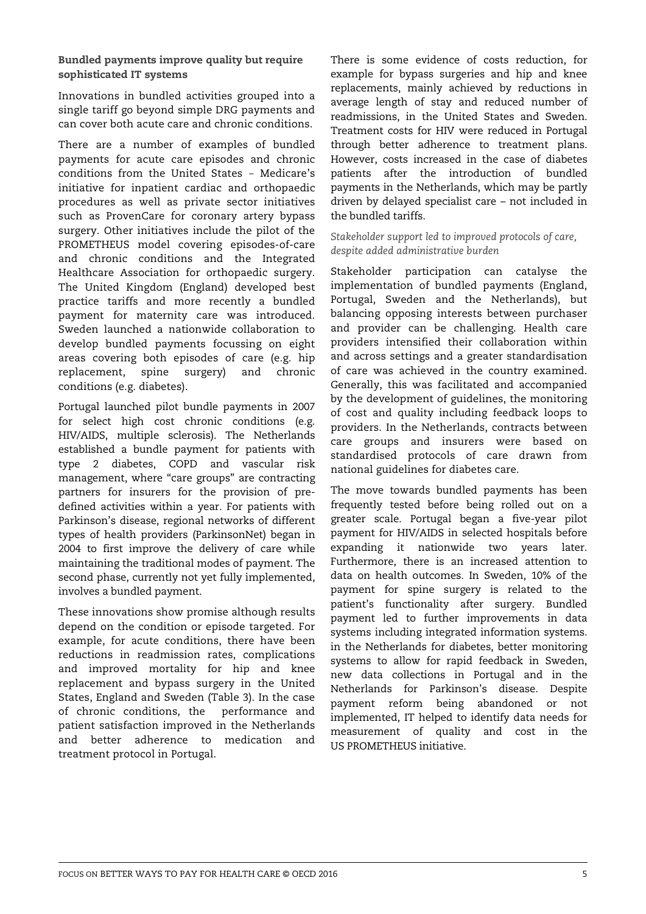### Bundled payments improve quality but require sophisticated IT systems

Innovations in bundled activities grouped into a single tariff go beyond simple DRG payments and can cover both acute care and chronic conditions.

There are a number of examples of bundled payments for acute care episodes and chronic conditions from the United States – Medicare's initiative for inpatient cardiac and orthopaedic procedures as well as private sector initiatives such as ProvenCare for coronary artery bypass surgery. Other initiatives include the pilot of the PROMETHEUS model covering episodes-of-care and chronic conditions and the Integrated Healthcare Association for orthopaedic surgery. The United Kingdom (England) developed best practice tariffs and more recently a bundled payment for maternity care was introduced. Sweden launched a nationwide collaboration to develop bundled payments focussing on eight areas covering both episodes of care (e.g. hip replacement, spine surgery) and chronic conditions (e.g. diabetes).

Portugal launched pilot bundle payments in 2007 for select high cost chronic conditions (e.g. HIV/AIDS, multiple sclerosis). The Netherlands established a bundle payment for patients with type 2 diabetes, COPD and vascular risk management, where "care groups" are contracting partners for insurers for the provision of pre-defined activities within a year. For patients with Parkinson's disease, regional networks of different types of health providers (ParkinsonNet) began in 2004 to first improve the delivery of care while maintaining the traditional modes of payment. The second phase, currently not yet fully implemented, involves a bundled payment.

These innovations show promise although results depend on the condition or episode targeted. For example, for acute conditions, there have been reductions in readmission rates, complications and improved mortality for hip and knee replacement and bypass surgery in the United States, England and Sweden (Table 3). In the case of chronic conditions, the performance and patient satisfaction improved in the Netherlands and better adherence to medication and treatment protocol in Portugal.

There is some evidence of costs reduction, for example for bypass surgeries and hip and knee replacements, mainly achieved by reductions in average length of stay and reduced number of readmissions, in the United States and Sweden. Treatment costs for HIV were reduced in Portugal through better adherence to treatment plans. However, costs increased in the case of diabetes patients after the introduction of bundled payments in the Netherlands, which may be partly driven by delayed specialist care – not included in the bundled tariffs.

*Stakeholder support led to improved protocols of care, despite added administrative burden*

Stakeholder participation can catalyse the implementation of bundled payments (England, Portugal, Sweden and the Netherlands), but balancing opposing interests between purchaser and provider can be challenging. Health care providers intensified their collaboration within and across settings and a greater standardisation of care was achieved in the country examined. Generally, this was facilitated and accompanied by the development of guidelines, the monitoring of cost and quality including feedback loops to providers. In the Netherlands, contracts between care groups and insurers were based on standardised protocols of care drawn from national guidelines for diabetes care.

The move towards bundled payments has been frequently tested before being rolled out on a greater scale. Portugal began a five-year pilot payment for HIV/AIDS in selected hospitals before expanding it nationwide two years later. Furthermore, there is an increased attention to data on health outcomes. In Sweden, 10% of the payment for spine surgery is related to the patient's functionality after surgery. Bundled payment led to further improvements in data systems including integrated information systems. in the Netherlands for diabetes, better monitoring systems to allow for rapid feedback in Sweden, new data collections in Portugal and in the Netherlands for Parkinson's disease. Despite payment reform being abandoned or not implemented, IT helped to identify data needs for measurement of quality and cost in the US PROMETHEUS initiative.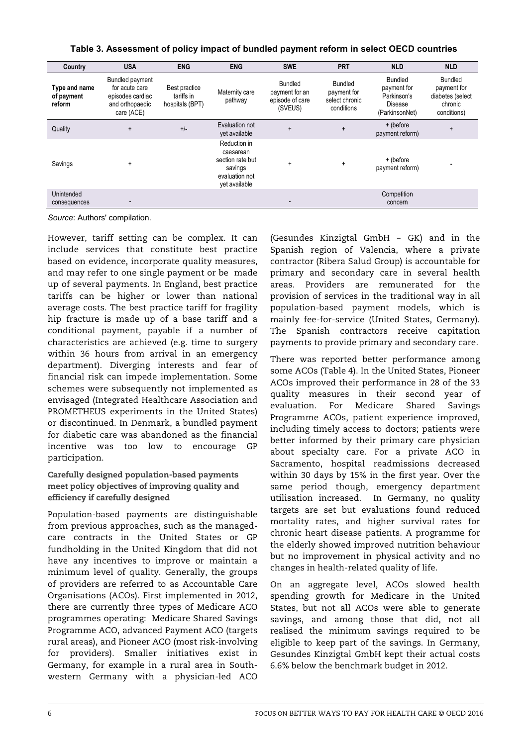**Table 3. Assessment of policy impact of bundled payment reform in select OECD countries**

| Country | USA | ENG | ENG | SWE | PRT | NLD | NLD |
|---|---|---|---|---|---|---|---|
| Type and name of payment reform | Bundled payment for acute care episodes cardiac and orthopaedic care (ACE) | Best practice tariffs in hospitals (BPT) | Maternity care pathway | Bundled payment for an episode of care (SVEUS) | Bundled payment for select chronic conditions | Bundled payment for Parkinson's Disease (ParkinsonNet) | Bundled payment for diabetes (select chronic conditions) |
| Quality | + | +/- | Evaluation not yet available | + | + | + (before payment reform) | + |
| Savings | + | | Reduction in caesarean section rate but savings evaluation not yet available | + | + | + (before payment reform) | - |
| Unintended consequences | - | | | - | | Competition concern | |

*Source*: Authors' compilation.

However, tariff setting can be complex. It can include services that constitute best practice based on evidence, incorporate quality measures, and may refer to one single payment or be made up of several payments. In England, best practice tariffs can be higher or lower than national average costs. The best practice tariff for fragility hip fracture is made up of a base tariff and a conditional payment, payable if a number of characteristics are achieved (e.g. time to surgery within 36 hours from arrival in an emergency department). Diverging interests and fear of financial risk can impede implementation. Some schemes were subsequently not implemented as envisaged (Integrated Healthcare Association and PROMETHEUS experiments in the United States) or discontinued. In Denmark, a bundled payment for diabetic care was abandoned as the financial incentive was too low to encourage GP participation.

### Carefully designed population-based payments meet policy objectives of improving quality and efficiency if carefully designed

Population-based payments are distinguishable from previous approaches, such as the managed-care contracts in the United States or GP fundholding in the United Kingdom that did not have any incentives to improve or maintain a minimum level of quality. Generally, the groups of providers are referred to as Accountable Care Organisations (ACOs). First implemented in 2012, there are currently three types of Medicare ACO programmes operating: Medicare Shared Savings Programme ACO, advanced Payment ACO (targets rural areas), and Pioneer ACO (most risk-involving for providers). Smaller initiatives exist in Germany, for example in a rural area in South-western Germany with a physician-led ACO (Gesundes Kinzigtal GmbH – GK) and in the Spanish region of Valencia, where a private contractor (Ribera Salud Group) is accountable for primary and secondary care in several health areas. Providers are remunerated for the provision of services in the traditional way in all population-based payment models, which is mainly fee-for-service (United States, Germany). The Spanish contractors receive capitation payments to provide primary and secondary care.

There was reported better performance among some ACOs (Table 4). In the United States, Pioneer ACOs improved their performance in 28 of the 33 quality measures in their second year of evaluation. For Medicare Shared Savings Programme ACOs, patient experience improved, including timely access to doctors; patients were better informed by their primary care physician about specialty care. For a private ACO in Sacramento, hospital readmissions decreased within 30 days by 15% in the first year. Over the same period though, emergency department utilisation increased. In Germany, no quality targets are set but evaluations found reduced mortality rates, and higher survival rates for chronic heart disease patients. A programme for the elderly showed improved nutrition behaviour but no improvement in physical activity and no changes in health-related quality of life.

On an aggregate level, ACOs slowed health spending growth for Medicare in the United States, but not all ACOs were able to generate savings, and among those that did, not all realised the minimum savings required to be eligible to keep part of the savings. In Germany, Gesundes Kinzigtal GmbH kept their actual costs 6.6% below the benchmark budget in 2012.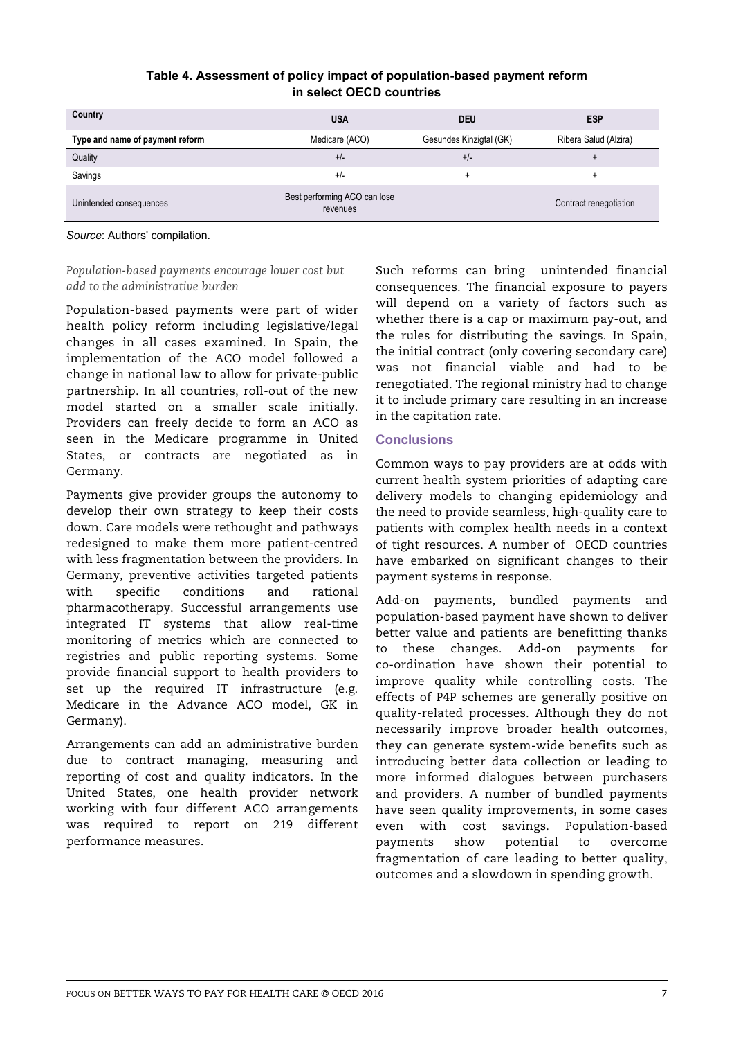**Table 4. Assessment of policy impact of population-based payment reform in select OECD countries**

| Country | USA | DEU | ESP |
|---|---|---|---|
| Type and name of payment reform | Medicare (ACO) | Gesundes Kinzigtal (GK) | Ribera Salud (Alzira) |
| Quality | +/- | +/- | + |
| Savings | +/- | + | + |
| Unintended consequences | Best performing ACO can lose revenues | | Contract renegotiation |

*Source*: Authors' compilation.

*Population-based payments encourage lower cost but add to the administrative burden*

Population-based payments were part of wider health policy reform including legislative/legal changes in all cases examined. In Spain, the implementation of the ACO model followed a change in national law to allow for private-public partnership. In all countries, roll-out of the new model started on a smaller scale initially. Providers can freely decide to form an ACO as seen in the Medicare programme in United States, or contracts are negotiated as in Germany.

Payments give provider groups the autonomy to develop their own strategy to keep their costs down. Care models were rethought and pathways redesigned to make them more patient-centred with less fragmentation between the providers. In Germany, preventive activities targeted patients with specific conditions and rational pharmacotherapy. Successful arrangements use integrated IT systems that allow real-time monitoring of metrics which are connected to registries and public reporting systems. Some provide financial support to health providers to set up the required IT infrastructure (e.g. Medicare in the Advance ACO model, GK in Germany).

Arrangements can add an administrative burden due to contract managing, measuring and reporting of cost and quality indicators. In the United States, one health provider network working with four different ACO arrangements was required to report on 219 different performance measures.

Such reforms can bring unintended financial consequences. The financial exposure to payers will depend on a variety of factors such as whether there is a cap or maximum pay-out, and the rules for distributing the savings. In Spain, the initial contract (only covering secondary care) was not financial viable and had to be renegotiated. The regional ministry had to change it to include primary care resulting in an increase in the capitation rate.

## Conclusions

Common ways to pay providers are at odds with current health system priorities of adapting care delivery models to changing epidemiology and the need to provide seamless, high-quality care to patients with complex health needs in a context of tight resources. A number of OECD countries have embarked on significant changes to their payment systems in response.

Add-on payments, bundled payments and population-based payment have shown to deliver better value and patients are benefitting thanks to these changes. Add-on payments for co-ordination have shown their potential to improve quality while controlling costs. The effects of P4P schemes are generally positive on quality-related processes. Although they do not necessarily improve broader health outcomes, they can generate system-wide benefits such as introducing better data collection or leading to more informed dialogues between purchasers and providers. A number of bundled payments have seen quality improvements, in some cases even with cost savings. Population-based payments show potential to overcome fragmentation of care leading to better quality, outcomes and a slowdown in spending growth.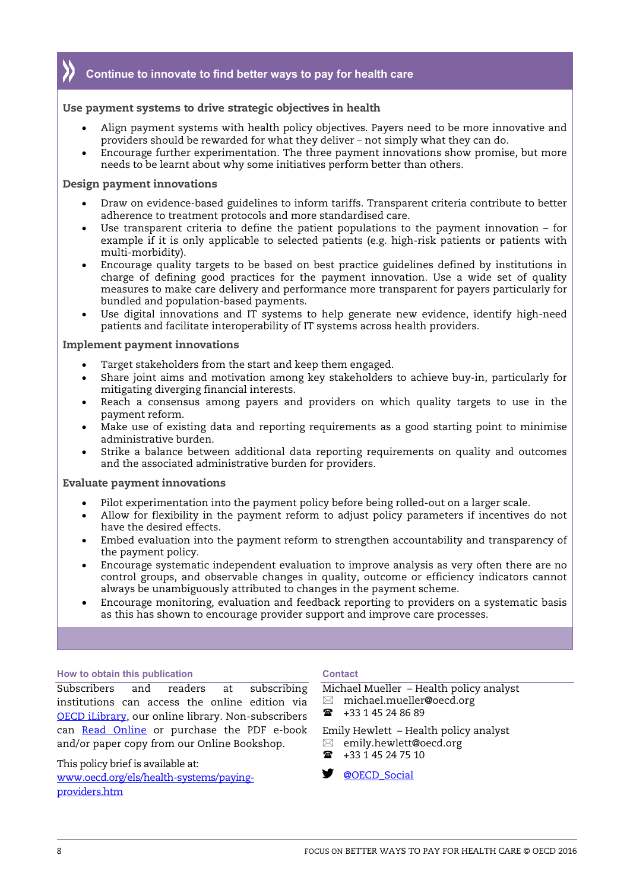## Continue to innovate to find better ways to pay for health care

### Use payment systems to drive strategic objectives in health

- Align payment systems with health policy objectives. Payers need to be more innovative and providers should be rewarded for what they deliver – not simply what they can do.
- Encourage further experimentation. The three payment innovations show promise, but more needs to be learnt about why some initiatives perform better than others.

### Design payment innovations

- Draw on evidence-based guidelines to inform tariffs. Transparent criteria contribute to better adherence to treatment protocols and more standardised care.
- Use transparent criteria to define the patient populations to the payment innovation – for example if it is only applicable to selected patients (e.g. high-risk patients or patients with multi-morbidity).
- Encourage quality targets to be based on best practice guidelines defined by institutions in charge of defining good practices for the payment innovation. Use a wide set of quality measures to make care delivery and performance more transparent for payers particularly for bundled and population-based payments.
- Use digital innovations and IT systems to help generate new evidence, identify high-need patients and facilitate interoperability of IT systems across health providers.

### Implement payment innovations

- Target stakeholders from the start and keep them engaged.
- Share joint aims and motivation among key stakeholders to achieve buy-in, particularly for mitigating diverging financial interests.
- Reach a consensus among payers and providers on which quality targets to use in the payment reform.
- Make use of existing data and reporting requirements as a good starting point to minimise administrative burden.
- Strike a balance between additional data reporting requirements on quality and outcomes and the associated administrative burden for providers.

### Evaluate payment innovations

- Pilot experimentation into the payment policy before being rolled-out on a larger scale.
- Allow for flexibility in the payment reform to adjust policy parameters if incentives do not have the desired effects.
- Embed evaluation into the payment reform to strengthen accountability and transparency of the payment policy.
- Encourage systematic independent evaluation to improve analysis as very often there are no control groups, and observable changes in quality, outcome or efficiency indicators cannot always be unambiguously attributed to changes in the payment scheme.
- Encourage monitoring, evaluation and feedback reporting to providers on a systematic basis as this has shown to encourage provider support and improve care processes.

#### How to obtain this publication

Subscribers and readers at subscribing institutions can access the online edition via OECD iLibrary, our online library. Non-subscribers can Read Online or purchase the PDF e-book and/or paper copy from our Online Bookshop.

This policy brief is available at: www.oecd.org/els/health-systems/paying-providers.htm

#### Contact

Michael Mueller – Health policy analyst
michael.mueller@oecd.org
+33 1 45 24 86 89

Emily Hewlett – Health policy analyst
emily.hewlett@oecd.org
+33 1 45 24 75 10

@OECD_Social